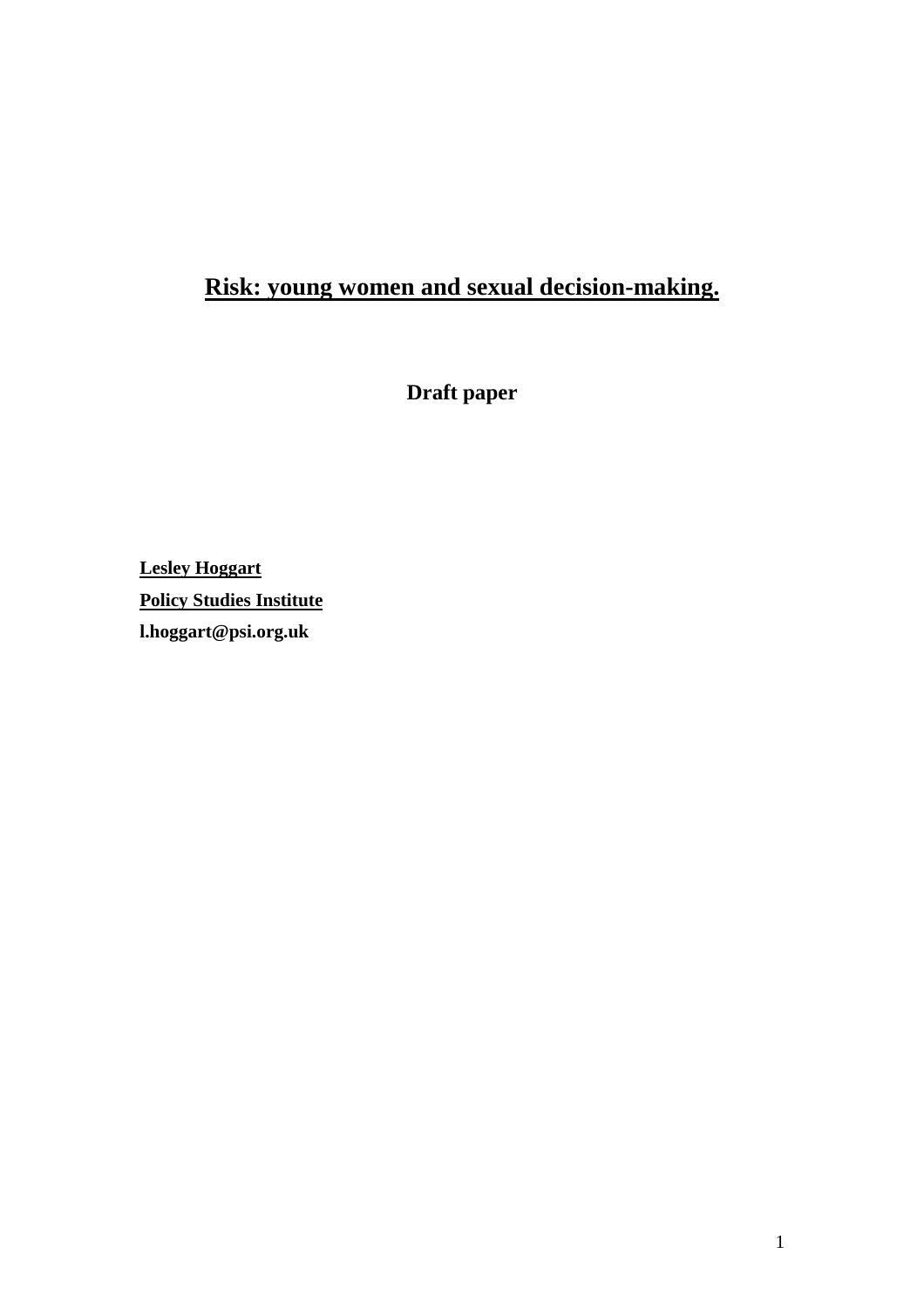# Risk: young women and sexual decision-making.

**Draft paper**

**Lesley Hoggart**
**Policy Studies Institute**
**l.hoggart@psi.org.uk**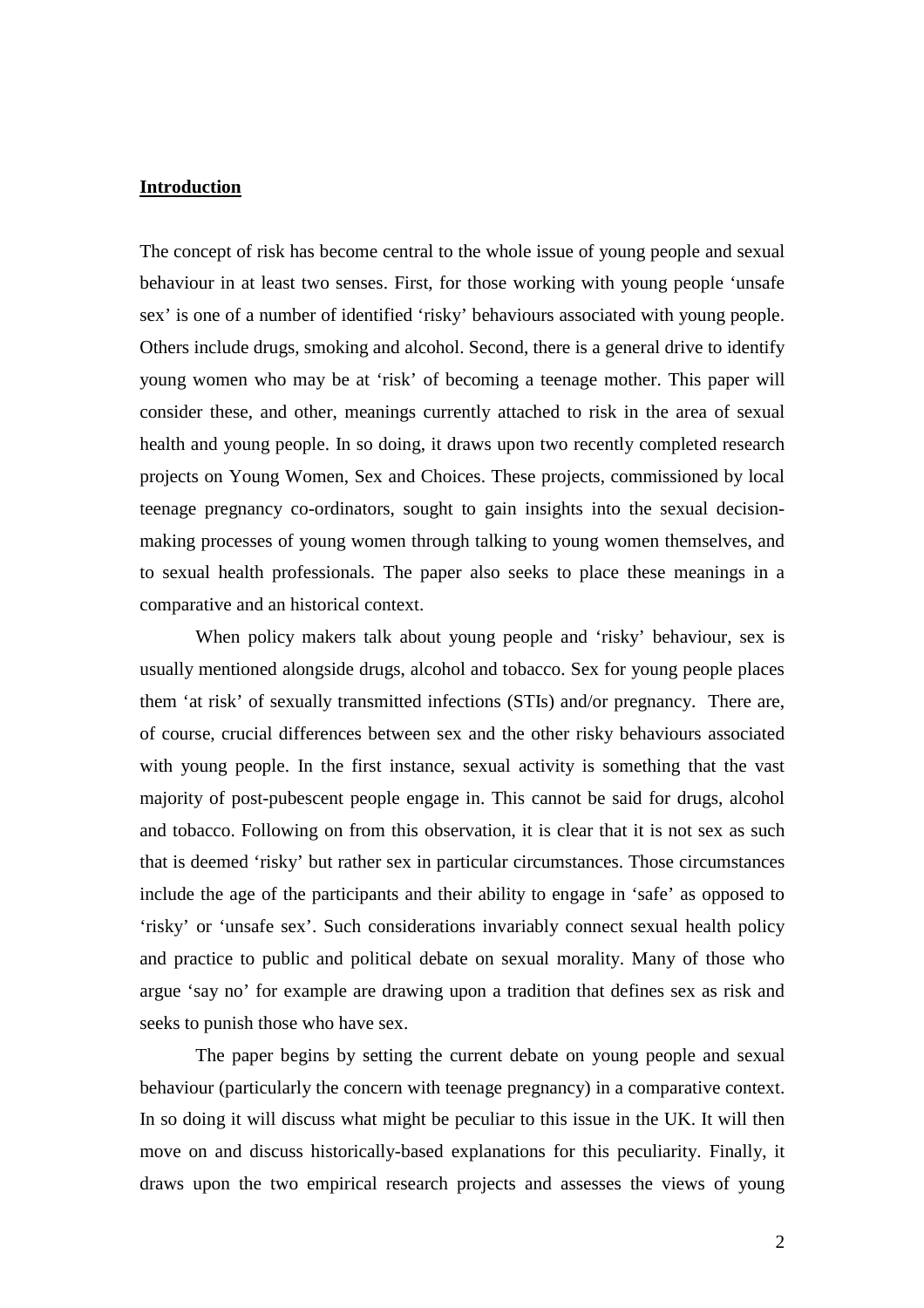## Introduction

The concept of risk has become central to the whole issue of young people and sexual behaviour in at least two senses. First, for those working with young people 'unsafe sex' is one of a number of identified 'risky' behaviours associated with young people. Others include drugs, smoking and alcohol. Second, there is a general drive to identify young women who may be at 'risk' of becoming a teenage mother. This paper will consider these, and other, meanings currently attached to risk in the area of sexual health and young people. In so doing, it draws upon two recently completed research projects on Young Women, Sex and Choices. These projects, commissioned by local teenage pregnancy co-ordinators, sought to gain insights into the sexual decision-making processes of young women through talking to young women themselves, and to sexual health professionals. The paper also seeks to place these meanings in a comparative and an historical context.

When policy makers talk about young people and 'risky' behaviour, sex is usually mentioned alongside drugs, alcohol and tobacco. Sex for young people places them 'at risk' of sexually transmitted infections (STIs) and/or pregnancy. There are, of course, crucial differences between sex and the other risky behaviours associated with young people. In the first instance, sexual activity is something that the vast majority of post-pubescent people engage in. This cannot be said for drugs, alcohol and tobacco. Following on from this observation, it is clear that it is not sex as such that is deemed 'risky' but rather sex in particular circumstances. Those circumstances include the age of the participants and their ability to engage in 'safe' as opposed to 'risky' or 'unsafe sex'. Such considerations invariably connect sexual health policy and practice to public and political debate on sexual morality. Many of those who argue 'say no' for example are drawing upon a tradition that defines sex as risk and seeks to punish those who have sex.

The paper begins by setting the current debate on young people and sexual behaviour (particularly the concern with teenage pregnancy) in a comparative context. In so doing it will discuss what might be peculiar to this issue in the UK. It will then move on and discuss historically-based explanations for this peculiarity. Finally, it draws upon the two empirical research projects and assesses the views of young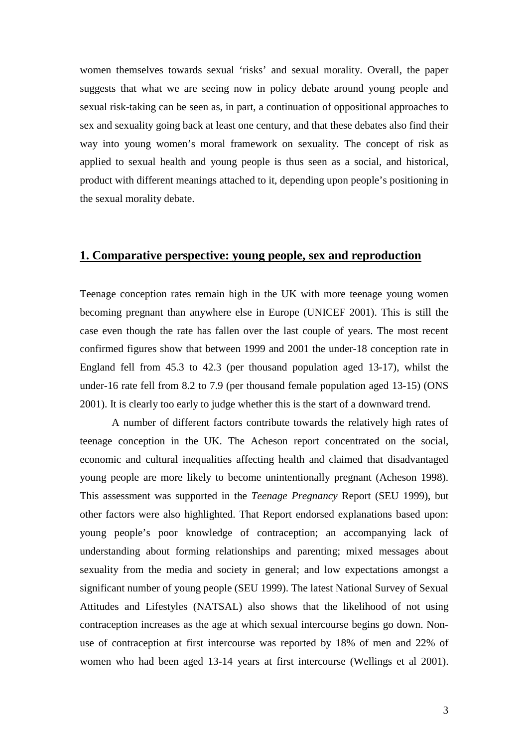women themselves towards sexual 'risks' and sexual morality. Overall, the paper suggests that what we are seeing now in policy debate around young people and sexual risk-taking can be seen as, in part, a continuation of oppositional approaches to sex and sexuality going back at least one century, and that these debates also find their way into young women's moral framework on sexuality. The concept of risk as applied to sexual health and young people is thus seen as a social, and historical, product with different meanings attached to it, depending upon people's positioning in the sexual morality debate.

## **1. Comparative perspective: young people, sex and reproduction**

Teenage conception rates remain high in the UK with more teenage young women becoming pregnant than anywhere else in Europe (UNICEF 2001). This is still the case even though the rate has fallen over the last couple of years. The most recent confirmed figures show that between 1999 and 2001 the under-18 conception rate in England fell from 45.3 to 42.3 (per thousand population aged 13-17), whilst the under-16 rate fell from 8.2 to 7.9 (per thousand female population aged 13-15) (ONS 2001). It is clearly too early to judge whether this is the start of a downward trend.

A number of different factors contribute towards the relatively high rates of teenage conception in the UK. The Acheson report concentrated on the social, economic and cultural inequalities affecting health and claimed that disadvantaged young people are more likely to become unintentionally pregnant (Acheson 1998). This assessment was supported in the *Teenage Pregnancy* Report (SEU 1999), but other factors were also highlighted. That Report endorsed explanations based upon: young people's poor knowledge of contraception; an accompanying lack of understanding about forming relationships and parenting; mixed messages about sexuality from the media and society in general; and low expectations amongst a significant number of young people (SEU 1999). The latest National Survey of Sexual Attitudes and Lifestyles (NATSAL) also shows that the likelihood of not using contraception increases as the age at which sexual intercourse begins go down. Non-use of contraception at first intercourse was reported by 18% of men and 22% of women who had been aged 13-14 years at first intercourse (Wellings et al 2001).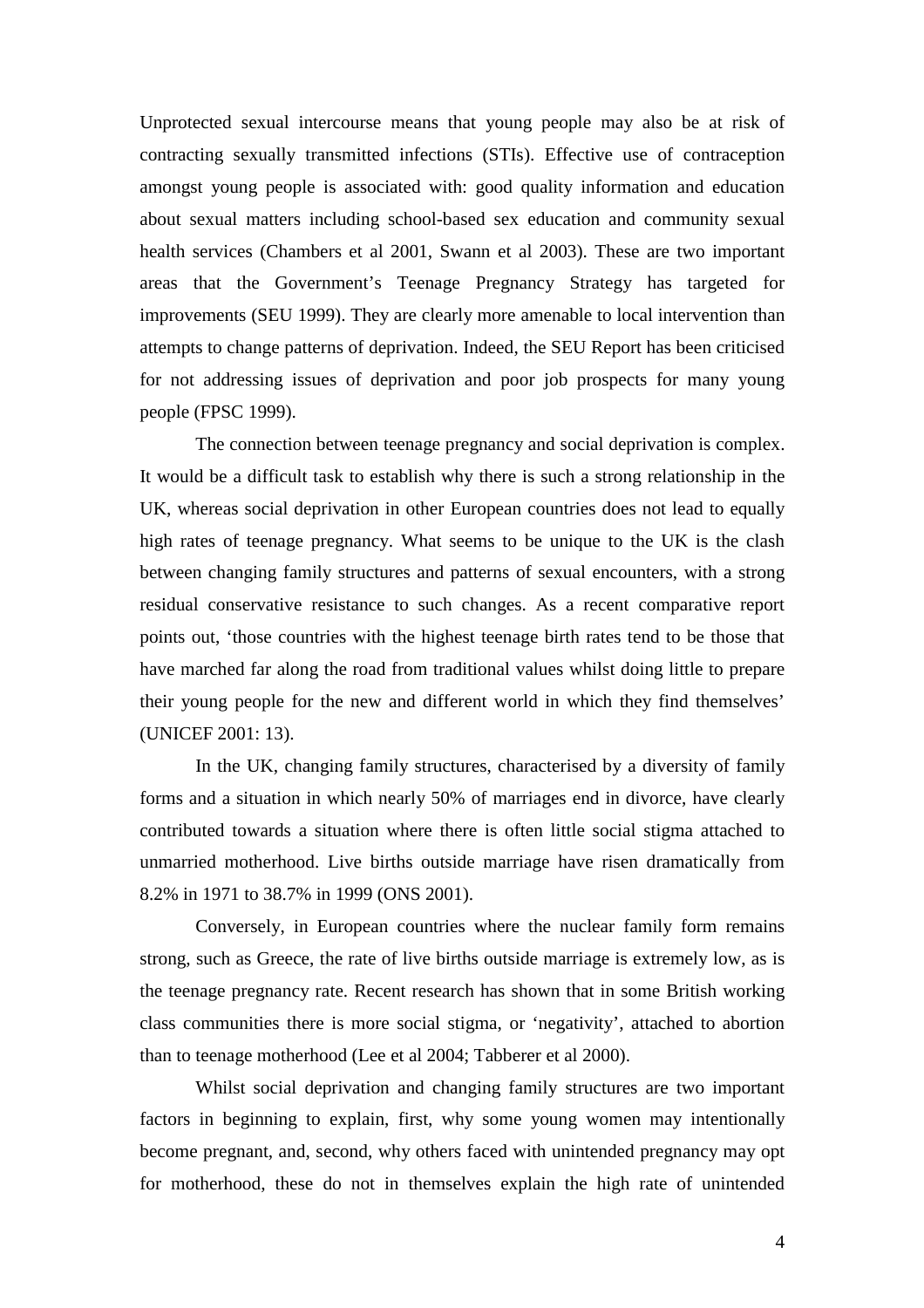Unprotected sexual intercourse means that young people may also be at risk of contracting sexually transmitted infections (STIs). Effective use of contraception amongst young people is associated with: good quality information and education about sexual matters including school-based sex education and community sexual health services (Chambers et al 2001, Swann et al 2003). These are two important areas that the Government's Teenage Pregnancy Strategy has targeted for improvements (SEU 1999). They are clearly more amenable to local intervention than attempts to change patterns of deprivation. Indeed, the SEU Report has been criticised for not addressing issues of deprivation and poor job prospects for many young people (FPSC 1999).

The connection between teenage pregnancy and social deprivation is complex. It would be a difficult task to establish why there is such a strong relationship in the UK, whereas social deprivation in other European countries does not lead to equally high rates of teenage pregnancy. What seems to be unique to the UK is the clash between changing family structures and patterns of sexual encounters, with a strong residual conservative resistance to such changes. As a recent comparative report points out, 'those countries with the highest teenage birth rates tend to be those that have marched far along the road from traditional values whilst doing little to prepare their young people for the new and different world in which they find themselves' (UNICEF 2001: 13).

In the UK, changing family structures, characterised by a diversity of family forms and a situation in which nearly 50% of marriages end in divorce, have clearly contributed towards a situation where there is often little social stigma attached to unmarried motherhood. Live births outside marriage have risen dramatically from 8.2% in 1971 to 38.7% in 1999 (ONS 2001).

Conversely, in European countries where the nuclear family form remains strong, such as Greece, the rate of live births outside marriage is extremely low, as is the teenage pregnancy rate. Recent research has shown that in some British working class communities there is more social stigma, or 'negativity', attached to abortion than to teenage motherhood (Lee et al 2004; Tabberer et al 2000).

Whilst social deprivation and changing family structures are two important factors in beginning to explain, first, why some young women may intentionally become pregnant, and, second, why others faced with unintended pregnancy may opt for motherhood, these do not in themselves explain the high rate of unintended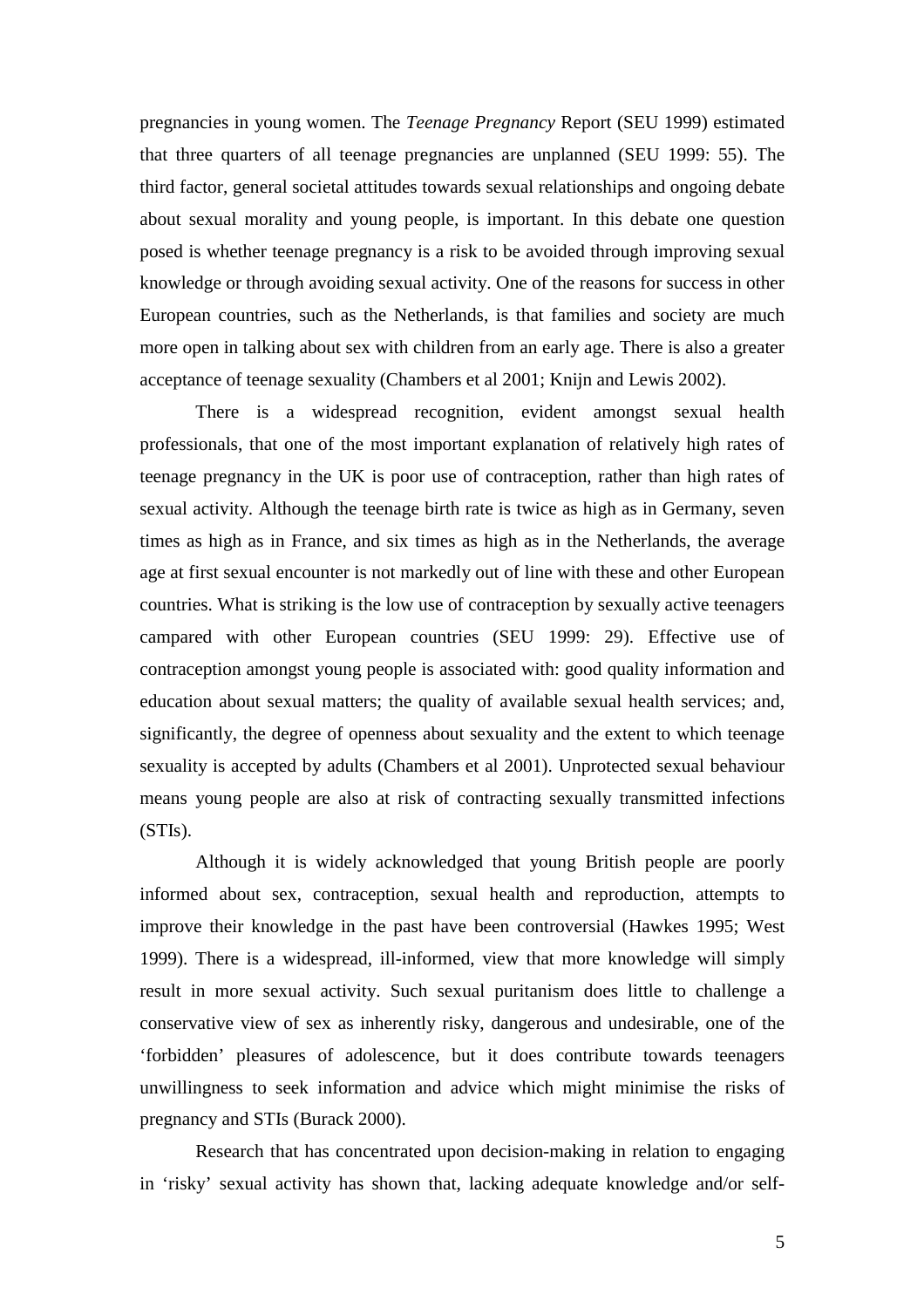pregnancies in young women. The *Teenage Pregnancy* Report (SEU 1999) estimated that three quarters of all teenage pregnancies are unplanned (SEU 1999: 55). The third factor, general societal attitudes towards sexual relationships and ongoing debate about sexual morality and young people, is important. In this debate one question posed is whether teenage pregnancy is a risk to be avoided through improving sexual knowledge or through avoiding sexual activity. One of the reasons for success in other European countries, such as the Netherlands, is that families and society are much more open in talking about sex with children from an early age. There is also a greater acceptance of teenage sexuality (Chambers et al 2001; Knijn and Lewis 2002).

There is a widespread recognition, evident amongst sexual health professionals, that one of the most important explanation of relatively high rates of teenage pregnancy in the UK is poor use of contraception, rather than high rates of sexual activity. Although the teenage birth rate is twice as high as in Germany, seven times as high as in France, and six times as high as in the Netherlands, the average age at first sexual encounter is not markedly out of line with these and other European countries. What is striking is the low use of contraception by sexually active teenagers campared with other European countries (SEU 1999: 29). Effective use of contraception amongst young people is associated with: good quality information and education about sexual matters; the quality of available sexual health services; and, significantly, the degree of openness about sexuality and the extent to which teenage sexuality is accepted by adults (Chambers et al 2001). Unprotected sexual behaviour means young people are also at risk of contracting sexually transmitted infections (STIs).

Although it is widely acknowledged that young British people are poorly informed about sex, contraception, sexual health and reproduction, attempts to improve their knowledge in the past have been controversial (Hawkes 1995; West 1999). There is a widespread, ill-informed, view that more knowledge will simply result in more sexual activity. Such sexual puritanism does little to challenge a conservative view of sex as inherently risky, dangerous and undesirable, one of the 'forbidden' pleasures of adolescence, but it does contribute towards teenagers unwillingness to seek information and advice which might minimise the risks of pregnancy and STIs (Burack 2000).

Research that has concentrated upon decision-making in relation to engaging in 'risky' sexual activity has shown that, lacking adequate knowledge and/or self-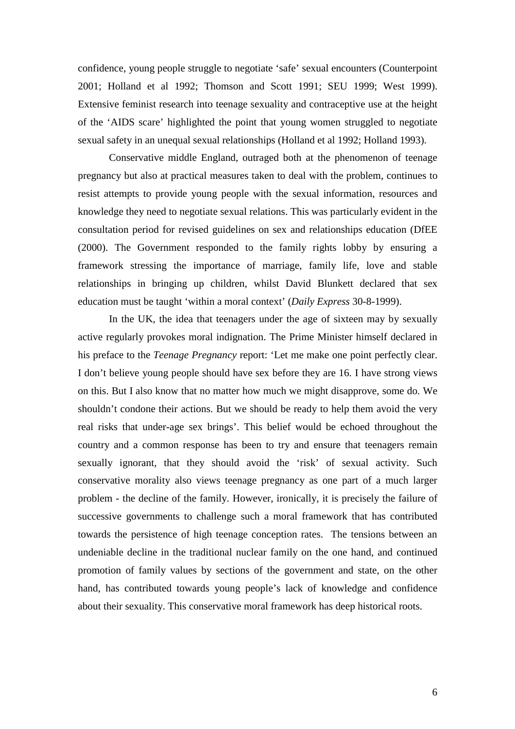confidence, young people struggle to negotiate 'safe' sexual encounters (Counterpoint 2001; Holland et al 1992; Thomson and Scott 1991; SEU 1999; West 1999). Extensive feminist research into teenage sexuality and contraceptive use at the height of the 'AIDS scare' highlighted the point that young women struggled to negotiate sexual safety in an unequal sexual relationships (Holland et al 1992; Holland 1993).

Conservative middle England, outraged both at the phenomenon of teenage pregnancy but also at practical measures taken to deal with the problem, continues to resist attempts to provide young people with the sexual information, resources and knowledge they need to negotiate sexual relations. This was particularly evident in the consultation period for revised guidelines on sex and relationships education (DfEE (2000). The Government responded to the family rights lobby by ensuring a framework stressing the importance of marriage, family life, love and stable relationships in bringing up children, whilst David Blunkett declared that sex education must be taught 'within a moral context' (*Daily Express* 30-8-1999).

In the UK, the idea that teenagers under the age of sixteen may by sexually active regularly provokes moral indignation. The Prime Minister himself declared in his preface to the *Teenage Pregnancy* report: 'Let me make one point perfectly clear. I don't believe young people should have sex before they are 16. I have strong views on this. But I also know that no matter how much we might disapprove, some do. We shouldn't condone their actions. But we should be ready to help them avoid the very real risks that under-age sex brings'. This belief would be echoed throughout the country and a common response has been to try and ensure that teenagers remain sexually ignorant, that they should avoid the 'risk' of sexual activity. Such conservative morality also views teenage pregnancy as one part of a much larger problem - the decline of the family. However, ironically, it is precisely the failure of successive governments to challenge such a moral framework that has contributed towards the persistence of high teenage conception rates. The tensions between an undeniable decline in the traditional nuclear family on the one hand, and continued promotion of family values by sections of the government and state, on the other hand, has contributed towards young people's lack of knowledge and confidence about their sexuality. This conservative moral framework has deep historical roots.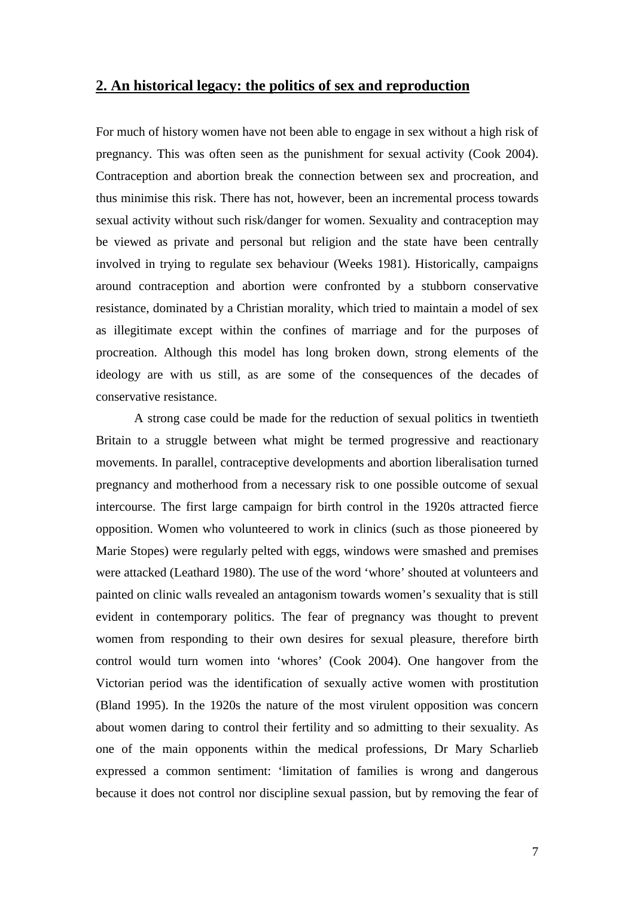## 2. An historical legacy: the politics of sex and reproduction

For much of history women have not been able to engage in sex without a high risk of pregnancy. This was often seen as the punishment for sexual activity (Cook 2004). Contraception and abortion break the connection between sex and procreation, and thus minimise this risk. There has not, however, been an incremental process towards sexual activity without such risk/danger for women. Sexuality and contraception may be viewed as private and personal but religion and the state have been centrally involved in trying to regulate sex behaviour (Weeks 1981). Historically, campaigns around contraception and abortion were confronted by a stubborn conservative resistance, dominated by a Christian morality, which tried to maintain a model of sex as illegitimate except within the confines of marriage and for the purposes of procreation. Although this model has long broken down, strong elements of the ideology are with us still, as are some of the consequences of the decades of conservative resistance.

A strong case could be made for the reduction of sexual politics in twentieth Britain to a struggle between what might be termed progressive and reactionary movements. In parallel, contraceptive developments and abortion liberalisation turned pregnancy and motherhood from a necessary risk to one possible outcome of sexual intercourse. The first large campaign for birth control in the 1920s attracted fierce opposition. Women who volunteered to work in clinics (such as those pioneered by Marie Stopes) were regularly pelted with eggs, windows were smashed and premises were attacked (Leathard 1980). The use of the word 'whore' shouted at volunteers and painted on clinic walls revealed an antagonism towards women's sexuality that is still evident in contemporary politics. The fear of pregnancy was thought to prevent women from responding to their own desires for sexual pleasure, therefore birth control would turn women into 'whores' (Cook 2004). One hangover from the Victorian period was the identification of sexually active women with prostitution (Bland 1995). In the 1920s the nature of the most virulent opposition was concern about women daring to control their fertility and so admitting to their sexuality. As one of the main opponents within the medical professions, Dr Mary Scharlieb expressed a common sentiment: 'limitation of families is wrong and dangerous because it does not control nor discipline sexual passion, but by removing the fear of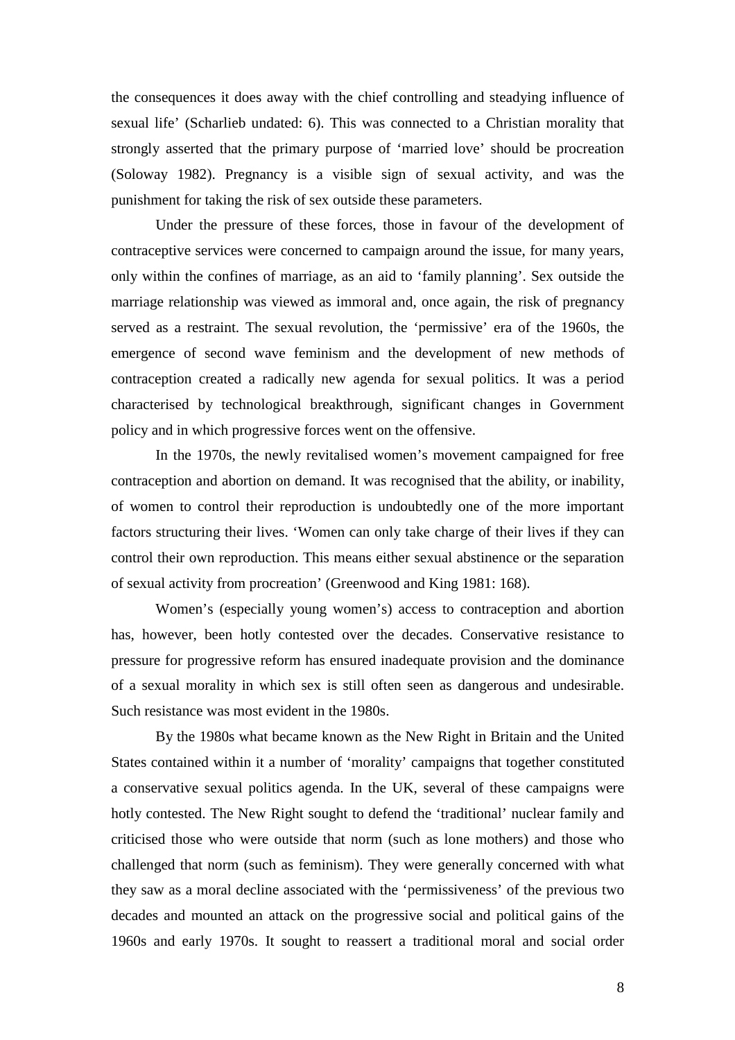the consequences it does away with the chief controlling and steadying influence of sexual life' (Scharlieb undated: 6). This was connected to a Christian morality that strongly asserted that the primary purpose of 'married love' should be procreation (Soloway 1982). Pregnancy is a visible sign of sexual activity, and was the punishment for taking the risk of sex outside these parameters.

Under the pressure of these forces, those in favour of the development of contraceptive services were concerned to campaign around the issue, for many years, only within the confines of marriage, as an aid to 'family planning'. Sex outside the marriage relationship was viewed as immoral and, once again, the risk of pregnancy served as a restraint. The sexual revolution, the 'permissive' era of the 1960s, the emergence of second wave feminism and the development of new methods of contraception created a radically new agenda for sexual politics. It was a period characterised by technological breakthrough, significant changes in Government policy and in which progressive forces went on the offensive.

In the 1970s, the newly revitalised women's movement campaigned for free contraception and abortion on demand. It was recognised that the ability, or inability, of women to control their reproduction is undoubtedly one of the more important factors structuring their lives. 'Women can only take charge of their lives if they can control their own reproduction. This means either sexual abstinence or the separation of sexual activity from procreation' (Greenwood and King 1981: 168).

Women's (especially young women's) access to contraception and abortion has, however, been hotly contested over the decades. Conservative resistance to pressure for progressive reform has ensured inadequate provision and the dominance of a sexual morality in which sex is still often seen as dangerous and undesirable. Such resistance was most evident in the 1980s.

By the 1980s what became known as the New Right in Britain and the United States contained within it a number of 'morality' campaigns that together constituted a conservative sexual politics agenda. In the UK, several of these campaigns were hotly contested. The New Right sought to defend the 'traditional' nuclear family and criticised those who were outside that norm (such as lone mothers) and those who challenged that norm (such as feminism). They were generally concerned with what they saw as a moral decline associated with the 'permissiveness' of the previous two decades and mounted an attack on the progressive social and political gains of the 1960s and early 1970s. It sought to reassert a traditional moral and social order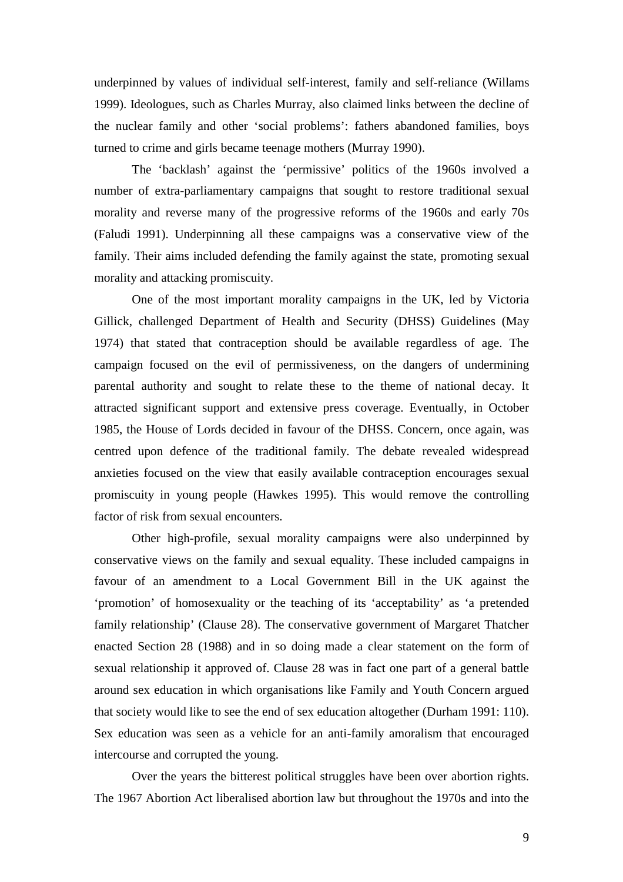underpinned by values of individual self-interest, family and self-reliance (Willams 1999). Ideologues, such as Charles Murray, also claimed links between the decline of the nuclear family and other 'social problems': fathers abandoned families, boys turned to crime and girls became teenage mothers (Murray 1990).

The 'backlash' against the 'permissive' politics of the 1960s involved a number of extra-parliamentary campaigns that sought to restore traditional sexual morality and reverse many of the progressive reforms of the 1960s and early 70s (Faludi 1991). Underpinning all these campaigns was a conservative view of the family. Their aims included defending the family against the state, promoting sexual morality and attacking promiscuity.

One of the most important morality campaigns in the UK, led by Victoria Gillick, challenged Department of Health and Security (DHSS) Guidelines (May 1974) that stated that contraception should be available regardless of age. The campaign focused on the evil of permissiveness, on the dangers of undermining parental authority and sought to relate these to the theme of national decay. It attracted significant support and extensive press coverage. Eventually, in October 1985, the House of Lords decided in favour of the DHSS. Concern, once again, was centred upon defence of the traditional family. The debate revealed widespread anxieties focused on the view that easily available contraception encourages sexual promiscuity in young people (Hawkes 1995). This would remove the controlling factor of risk from sexual encounters.

Other high-profile, sexual morality campaigns were also underpinned by conservative views on the family and sexual equality. These included campaigns in favour of an amendment to a Local Government Bill in the UK against the 'promotion' of homosexuality or the teaching of its 'acceptability' as 'a pretended family relationship' (Clause 28). The conservative government of Margaret Thatcher enacted Section 28 (1988) and in so doing made a clear statement on the form of sexual relationship it approved of. Clause 28 was in fact one part of a general battle around sex education in which organisations like Family and Youth Concern argued that society would like to see the end of sex education altogether (Durham 1991: 110). Sex education was seen as a vehicle for an anti-family amoralism that encouraged intercourse and corrupted the young.

Over the years the bitterest political struggles have been over abortion rights. The 1967 Abortion Act liberalised abortion law but throughout the 1970s and into the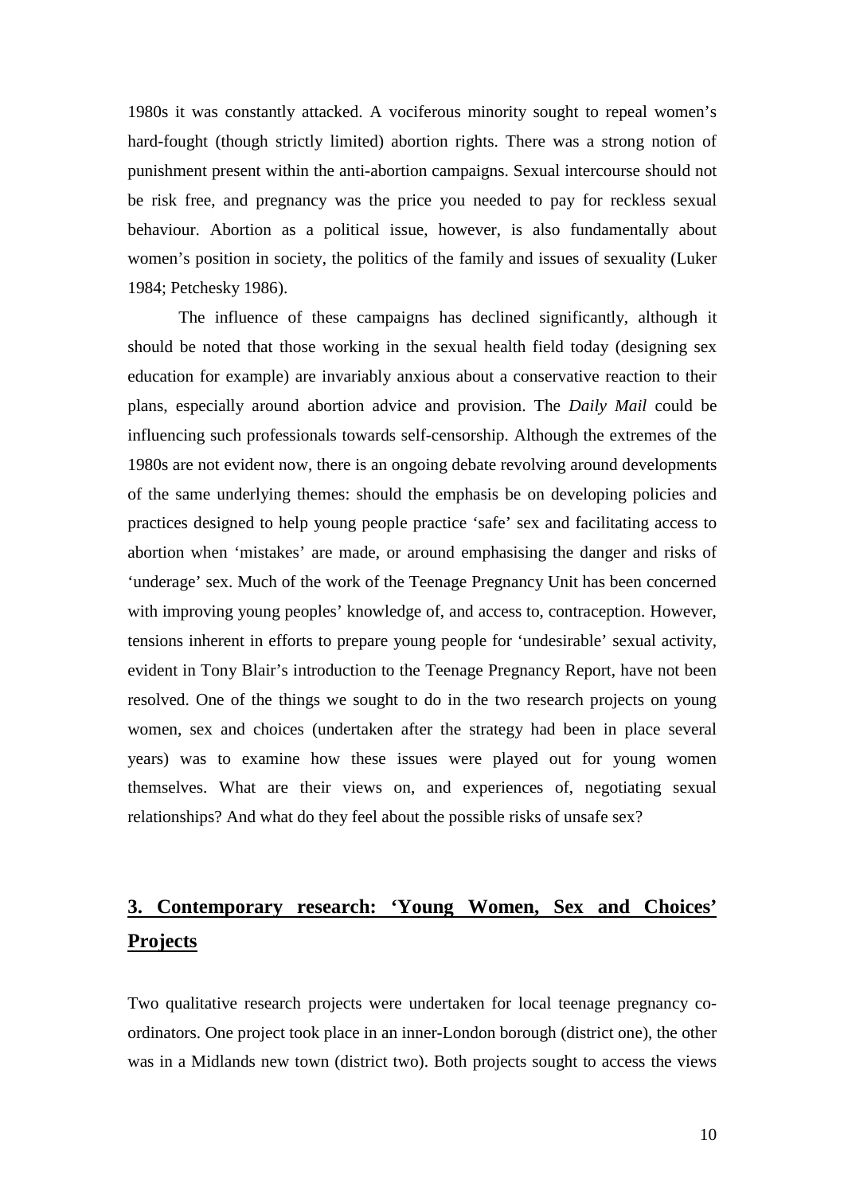1980s it was constantly attacked. A vociferous minority sought to repeal women's hard-fought (though strictly limited) abortion rights. There was a strong notion of punishment present within the anti-abortion campaigns. Sexual intercourse should not be risk free, and pregnancy was the price you needed to pay for reckless sexual behaviour. Abortion as a political issue, however, is also fundamentally about women's position in society, the politics of the family and issues of sexuality (Luker 1984; Petchesky 1986).

The influence of these campaigns has declined significantly, although it should be noted that those working in the sexual health field today (designing sex education for example) are invariably anxious about a conservative reaction to their plans, especially around abortion advice and provision. The *Daily Mail* could be influencing such professionals towards self-censorship. Although the extremes of the 1980s are not evident now, there is an ongoing debate revolving around developments of the same underlying themes: should the emphasis be on developing policies and practices designed to help young people practice 'safe' sex and facilitating access to abortion when 'mistakes' are made, or around emphasising the danger and risks of 'underage' sex. Much of the work of the Teenage Pregnancy Unit has been concerned with improving young peoples' knowledge of, and access to, contraception. However, tensions inherent in efforts to prepare young people for 'undesirable' sexual activity, evident in Tony Blair's introduction to the Teenage Pregnancy Report, have not been resolved. One of the things we sought to do in the two research projects on young women, sex and choices (undertaken after the strategy had been in place several years) was to examine how these issues were played out for young women themselves. What are their views on, and experiences of, negotiating sexual relationships? And what do they feel about the possible risks of unsafe sex?

## 3. Contemporary research: 'Young Women, Sex and Choices' Projects

Two qualitative research projects were undertaken for local teenage pregnancy co-ordinators. One project took place in an inner-London borough (district one), the other was in a Midlands new town (district two). Both projects sought to access the views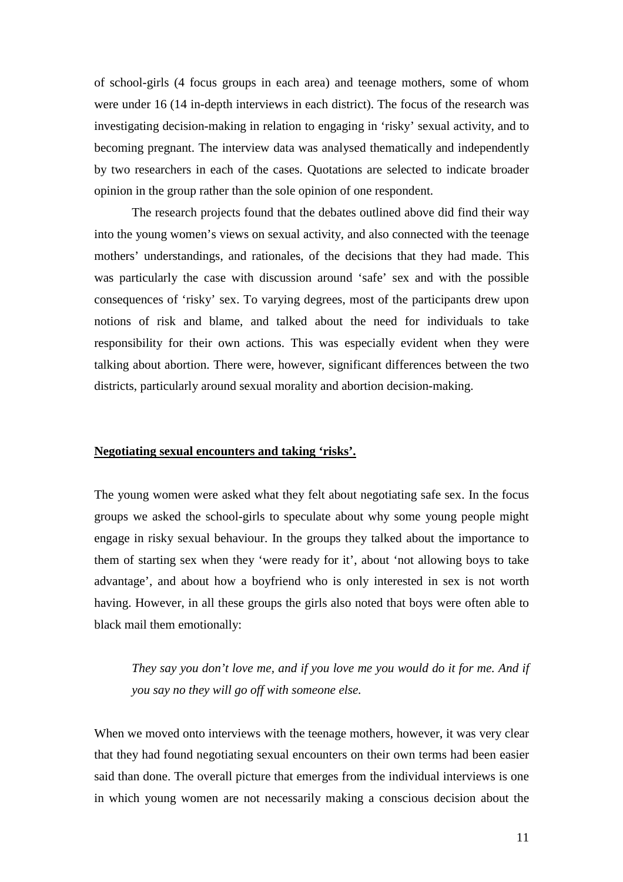of school-girls (4 focus groups in each area) and teenage mothers, some of whom were under 16 (14 in-depth interviews in each district). The focus of the research was investigating decision-making in relation to engaging in 'risky' sexual activity, and to becoming pregnant. The interview data was analysed thematically and independently by two researchers in each of the cases. Quotations are selected to indicate broader opinion in the group rather than the sole opinion of one respondent.

The research projects found that the debates outlined above did find their way into the young women's views on sexual activity, and also connected with the teenage mothers' understandings, and rationales, of the decisions that they had made. This was particularly the case with discussion around 'safe' sex and with the possible consequences of 'risky' sex. To varying degrees, most of the participants drew upon notions of risk and blame, and talked about the need for individuals to take responsibility for their own actions. This was especially evident when they were talking about abortion. There were, however, significant differences between the two districts, particularly around sexual morality and abortion decision-making.

## **Negotiating sexual encounters and taking 'risks'.**

The young women were asked what they felt about negotiating safe sex. In the focus groups we asked the school-girls to speculate about why some young people might engage in risky sexual behaviour. In the groups they talked about the importance to them of starting sex when they 'were ready for it', about 'not allowing boys to take advantage', and about how a boyfriend who is only interested in sex is not worth having. However, in all these groups the girls also noted that boys were often able to black mail them emotionally:

> *They say you don't love me, and if you love me you would do it for me. And if you say no they will go off with someone else.*

When we moved onto interviews with the teenage mothers, however, it was very clear that they had found negotiating sexual encounters on their own terms had been easier said than done. The overall picture that emerges from the individual interviews is one in which young women are not necessarily making a conscious decision about the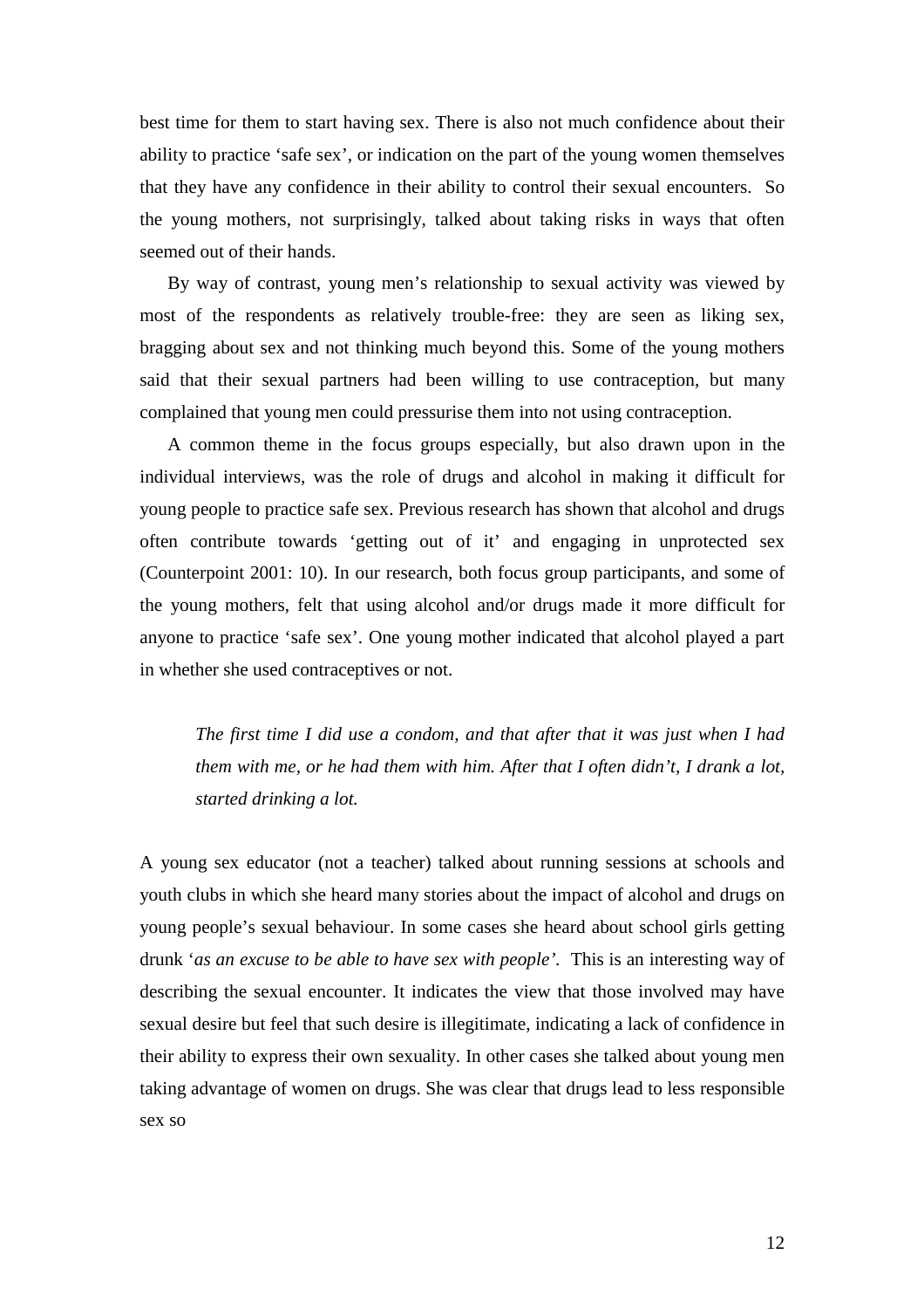best time for them to start having sex. There is also not much confidence about their ability to practice 'safe sex', or indication on the part of the young women themselves that they have any confidence in their ability to control their sexual encounters. So the young mothers, not surprisingly, talked about taking risks in ways that often seemed out of their hands.

By way of contrast, young men's relationship to sexual activity was viewed by most of the respondents as relatively trouble-free: they are seen as liking sex, bragging about sex and not thinking much beyond this. Some of the young mothers said that their sexual partners had been willing to use contraception, but many complained that young men could pressurise them into not using contraception.

A common theme in the focus groups especially, but also drawn upon in the individual interviews, was the role of drugs and alcohol in making it difficult for young people to practice safe sex. Previous research has shown that alcohol and drugs often contribute towards 'getting out of it' and engaging in unprotected sex (Counterpoint 2001: 10). In our research, both focus group participants, and some of the young mothers, felt that using alcohol and/or drugs made it more difficult for anyone to practice 'safe sex'. One young mother indicated that alcohol played a part in whether she used contraceptives or not.

> *The first time I did use a condom, and that after that it was just when I had them with me, or he had them with him. After that I often didn't, I drank a lot, started drinking a lot.*

A young sex educator (not a teacher) talked about running sessions at schools and youth clubs in which she heard many stories about the impact of alcohol and drugs on young people's sexual behaviour. In some cases she heard about school girls getting drunk '*as an excuse to be able to have sex with people'*. This is an interesting way of describing the sexual encounter. It indicates the view that those involved may have sexual desire but feel that such desire is illegitimate, indicating a lack of confidence in their ability to express their own sexuality. In other cases she talked about young men taking advantage of women on drugs. She was clear that drugs lead to less responsible sex so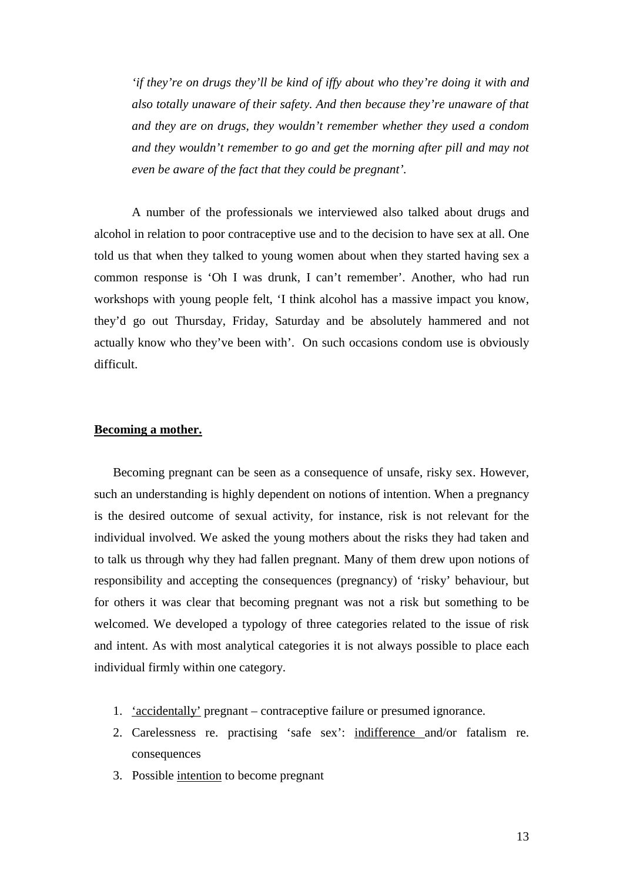*'if they're on drugs they'll be kind of iffy about who they're doing it with and also totally unaware of their safety. And then because they're unaware of that and they are on drugs, they wouldn't remember whether they used a condom and they wouldn't remember to go and get the morning after pill and may not even be aware of the fact that they could be pregnant'.*

A number of the professionals we interviewed also talked about drugs and alcohol in relation to poor contraceptive use and to the decision to have sex at all. One told us that when they talked to young women about when they started having sex a common response is 'Oh I was drunk, I can't remember'. Another, who had run workshops with young people felt, 'I think alcohol has a massive impact you know, they'd go out Thursday, Friday, Saturday and be absolutely hammered and not actually know who they've been with'. On such occasions condom use is obviously difficult.

## **Becoming a mother.**

Becoming pregnant can be seen as a consequence of unsafe, risky sex. However, such an understanding is highly dependent on notions of intention. When a pregnancy is the desired outcome of sexual activity, for instance, risk is not relevant for the individual involved. We asked the young mothers about the risks they had taken and to talk us through why they had fallen pregnant. Many of them drew upon notions of responsibility and accepting the consequences (pregnancy) of 'risky' behaviour, but for others it was clear that becoming pregnant was not a risk but something to be welcomed. We developed a typology of three categories related to the issue of risk and intent. As with most analytical categories it is not always possible to place each individual firmly within one category.

1. <u>'accidentally'</u> pregnant – contraceptive failure or presumed ignorance.
2. Carelessness re. practising 'safe sex': <u>indifference</u> and/or fatalism re. consequences
3. Possible <u>intention</u> to become pregnant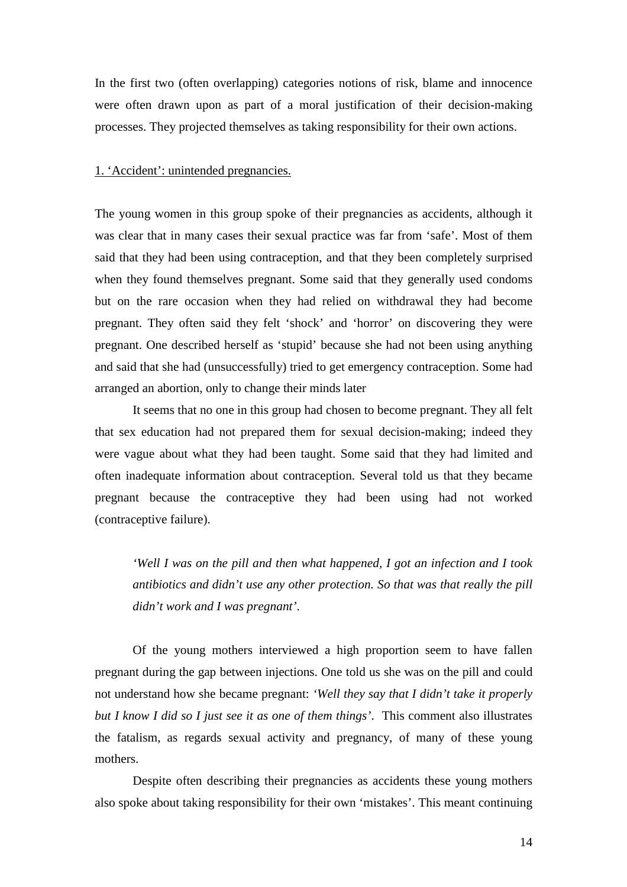In the first two (often overlapping) categories notions of risk, blame and innocence were often drawn upon as part of a moral justification of their decision-making processes. They projected themselves as taking responsibility for their own actions.

### 1. 'Accident': unintended pregnancies.

The young women in this group spoke of their pregnancies as accidents, although it was clear that in many cases their sexual practice was far from 'safe'. Most of them said that they had been using contraception, and that they been completely surprised when they found themselves pregnant. Some said that they generally used condoms but on the rare occasion when they had relied on withdrawal they had become pregnant. They often said they felt 'shock' and 'horror' on discovering they were pregnant. One described herself as 'stupid' because she had not been using anything and said that she had (unsuccessfully) tried to get emergency contraception. Some had arranged an abortion, only to change their minds later

It seems that no one in this group had chosen to become pregnant. They all felt that sex education had not prepared them for sexual decision-making; indeed they were vague about what they had been taught. Some said that they had limited and often inadequate information about contraception. Several told us that they became pregnant because the contraceptive they had been using had not worked (contraceptive failure).

> *'Well I was on the pill and then what happened, I got an infection and I took antibiotics and didn't use any other protection. So that was that really the pill didn't work and I was pregnant'.*

Of the young mothers interviewed a high proportion seem to have fallen pregnant during the gap between injections. One told us she was on the pill and could not understand how she became pregnant: *'Well they say that I didn't take it properly but I know I did so I just see it as one of them things'.* This comment also illustrates the fatalism, as regards sexual activity and pregnancy, of many of these young mothers.

Despite often describing their pregnancies as accidents these young mothers also spoke about taking responsibility for their own 'mistakes'. This meant continuing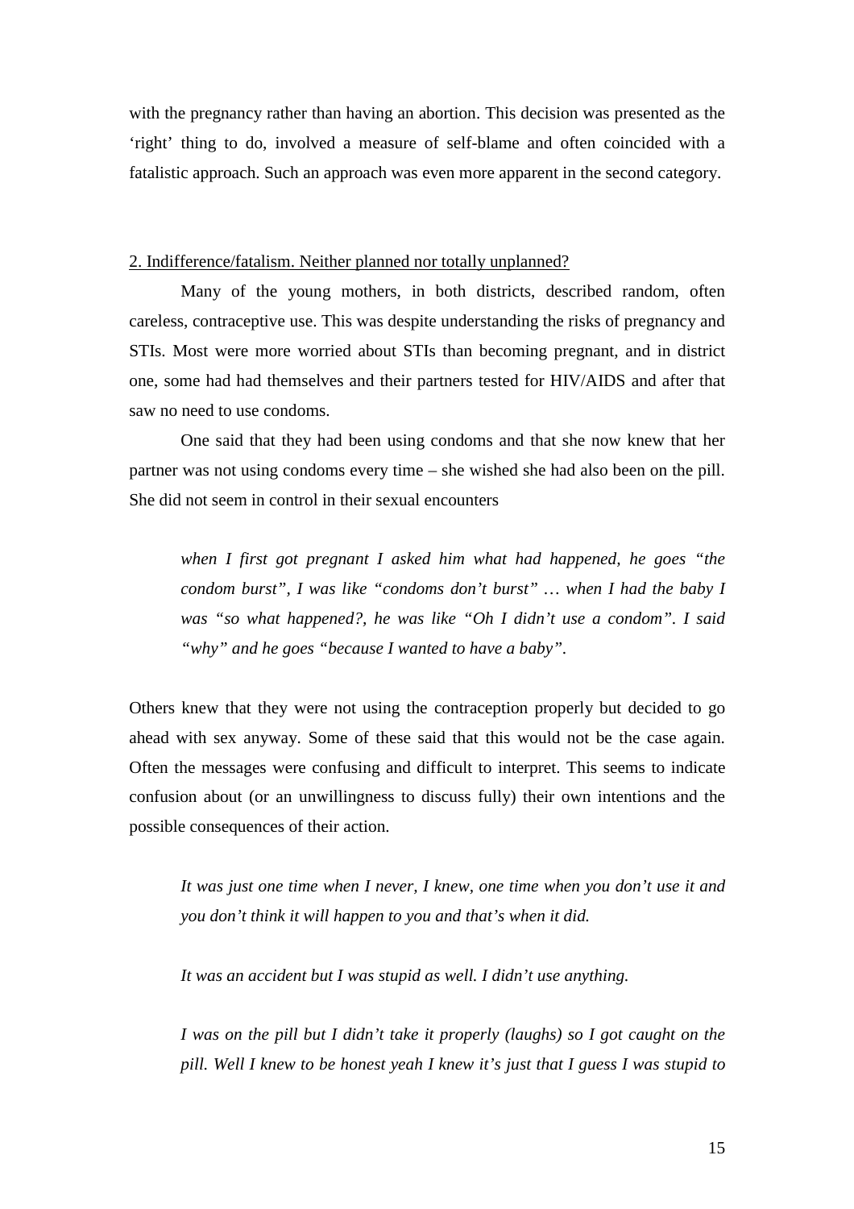with the pregnancy rather than having an abortion. This decision was presented as the 'right' thing to do, involved a measure of self-blame and often coincided with a fatalistic approach. Such an approach was even more apparent in the second category.

<u>2. Indifference/fatalism. Neither planned nor totally unplanned?</u>

Many of the young mothers, in both districts, described random, often careless, contraceptive use. This was despite understanding the risks of pregnancy and STIs. Most were more worried about STIs than becoming pregnant, and in district one, some had had themselves and their partners tested for HIV/AIDS and after that saw no need to use condoms.

One said that they had been using condoms and that she now knew that her partner was not using condoms every time – she wished she had also been on the pill. She did not seem in control in their sexual encounters

> *when I first got pregnant I asked him what had happened, he goes "the condom burst", I was like "condoms don't burst" … when I had the baby I was "so what happened?, he was like "Oh I didn't use a condom". I said "why" and he goes "because I wanted to have a baby".*

Others knew that they were not using the contraception properly but decided to go ahead with sex anyway. Some of these said that this would not be the case again. Often the messages were confusing and difficult to interpret. This seems to indicate confusion about (or an unwillingness to discuss fully) their own intentions and the possible consequences of their action.

> *It was just one time when I never, I knew, one time when you don't use it and you don't think it will happen to you and that's when it did.*

> *It was an accident but I was stupid as well. I didn't use anything.*

> *I was on the pill but I didn't take it properly (laughs) so I got caught on the pill. Well I knew to be honest yeah I knew it's just that I guess I was stupid to*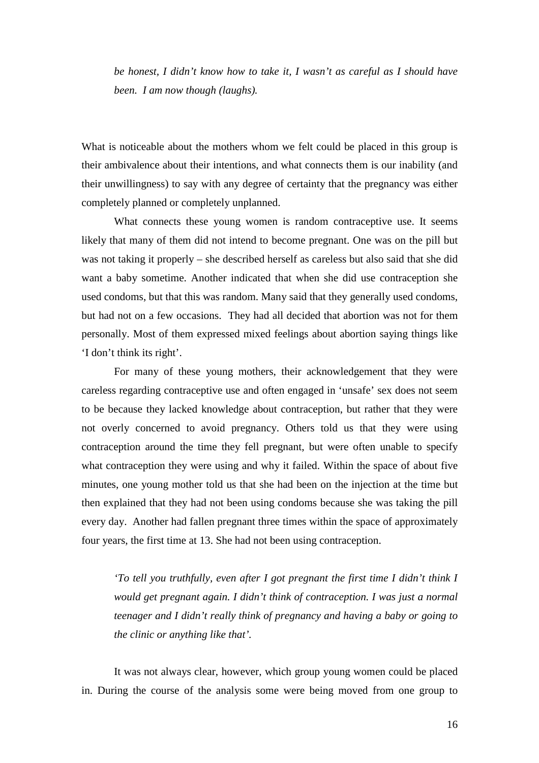*be honest, I didn't know how to take it, I wasn't as careful as I should have been. I am now though (laughs).*

What is noticeable about the mothers whom we felt could be placed in this group is their ambivalence about their intentions, and what connects them is our inability (and their unwillingness) to say with any degree of certainty that the pregnancy was either completely planned or completely unplanned.

What connects these young women is random contraceptive use. It seems likely that many of them did not intend to become pregnant. One was on the pill but was not taking it properly – she described herself as careless but also said that she did want a baby sometime. Another indicated that when she did use contraception she used condoms, but that this was random. Many said that they generally used condoms, but had not on a few occasions. They had all decided that abortion was not for them personally. Most of them expressed mixed feelings about abortion saying things like 'I don't think its right'.

For many of these young mothers, their acknowledgement that they were careless regarding contraceptive use and often engaged in 'unsafe' sex does not seem to be because they lacked knowledge about contraception, but rather that they were not overly concerned to avoid pregnancy. Others told us that they were using contraception around the time they fell pregnant, but were often unable to specify what contraception they were using and why it failed. Within the space of about five minutes, one young mother told us that she had been on the injection at the time but then explained that they had not been using condoms because she was taking the pill every day. Another had fallen pregnant three times within the space of approximately four years, the first time at 13. She had not been using contraception.

*'To tell you truthfully, even after I got pregnant the first time I didn't think I would get pregnant again. I didn't think of contraception. I was just a normal teenager and I didn't really think of pregnancy and having a baby or going to the clinic or anything like that'.*

It was not always clear, however, which group young women could be placed in. During the course of the analysis some were being moved from one group to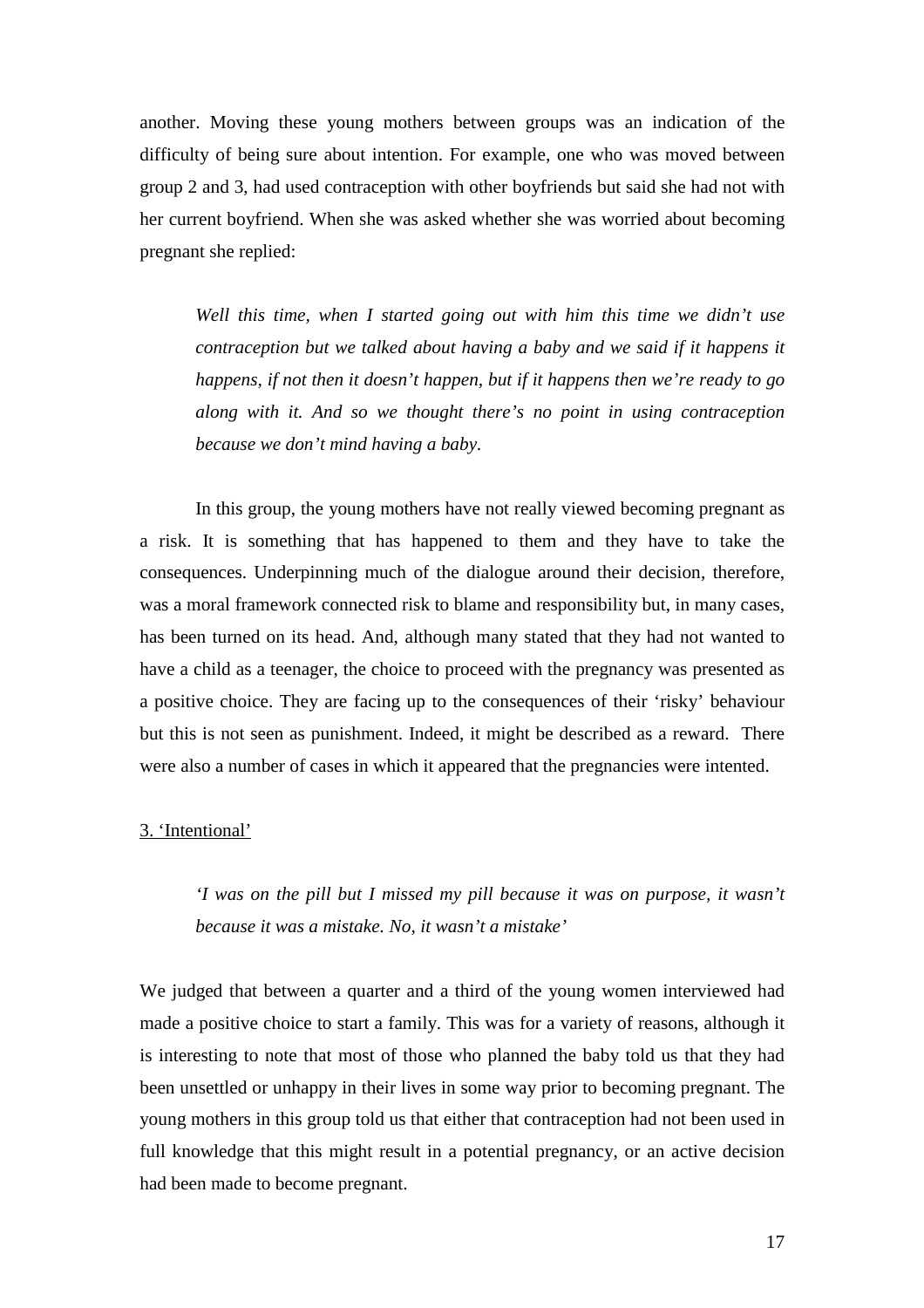another. Moving these young mothers between groups was an indication of the difficulty of being sure about intention. For example, one who was moved between group 2 and 3, had used contraception with other boyfriends but said she had not with her current boyfriend. When she was asked whether she was worried about becoming pregnant she replied:

> *Well this time, when I started going out with him this time we didn't use contraception but we talked about having a baby and we said if it happens it happens, if not then it doesn't happen, but if it happens then we're ready to go along with it. And so we thought there's no point in using contraception because we don't mind having a baby.*

In this group, the young mothers have not really viewed becoming pregnant as a risk. It is something that has happened to them and they have to take the consequences. Underpinning much of the dialogue around their decision, therefore, was a moral framework connected risk to blame and responsibility but, in many cases, has been turned on its head. And, although many stated that they had not wanted to have a child as a teenager, the choice to proceed with the pregnancy was presented as a positive choice. They are facing up to the consequences of their 'risky' behaviour but this is not seen as punishment. Indeed, it might be described as a reward. There were also a number of cases in which it appeared that the pregnancies were intented.

<u>3. 'Intentional'</u>

> *'I was on the pill but I missed my pill because it was on purpose, it wasn't because it was a mistake. No, it wasn't a mistake'*

We judged that between a quarter and a third of the young women interviewed had made a positive choice to start a family. This was for a variety of reasons, although it is interesting to note that most of those who planned the baby told us that they had been unsettled or unhappy in their lives in some way prior to becoming pregnant. The young mothers in this group told us that either that contraception had not been used in full knowledge that this might result in a potential pregnancy, or an active decision had been made to become pregnant.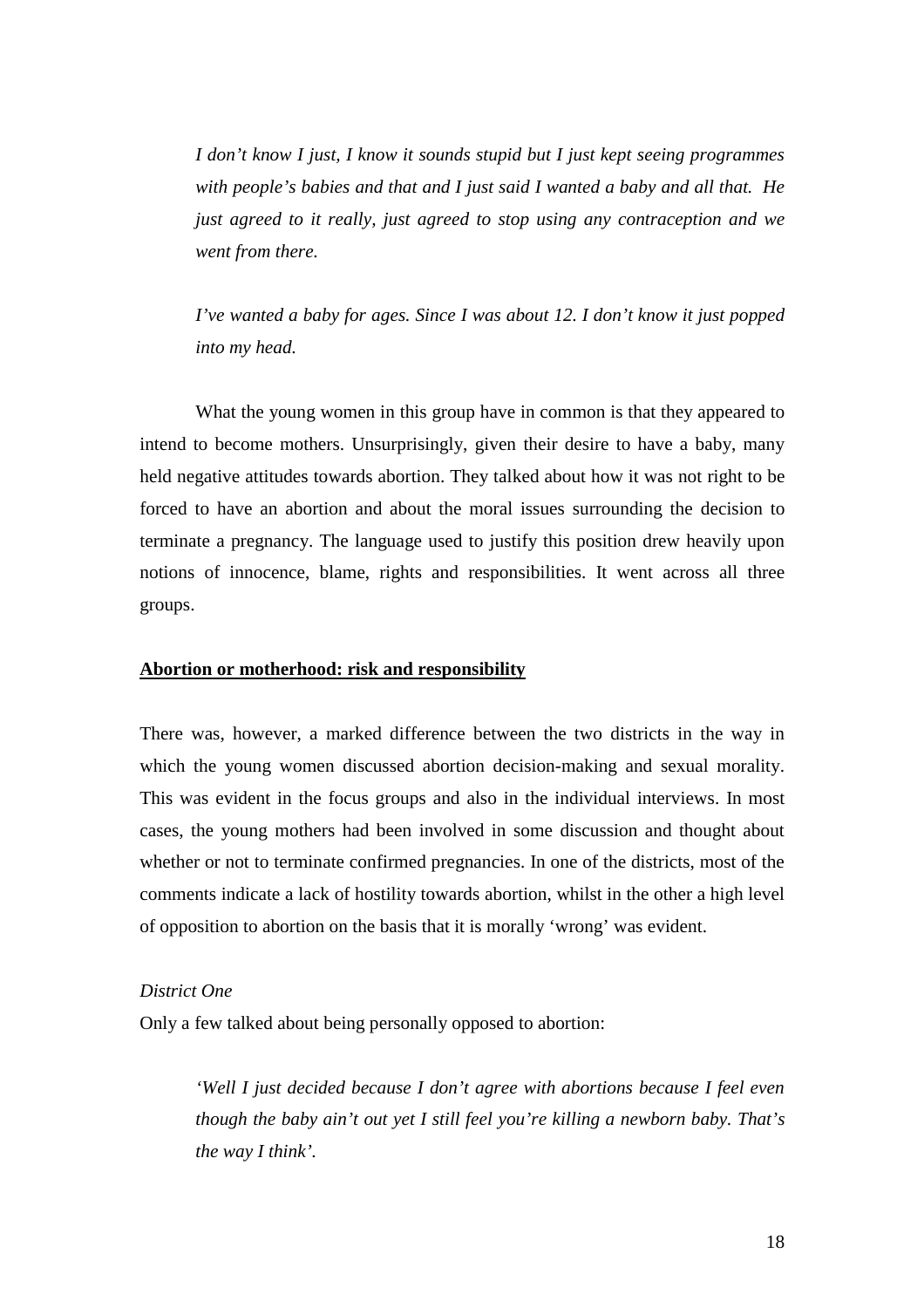*I don't know I just, I know it sounds stupid but I just kept seeing programmes with people's babies and that and I just said I wanted a baby and all that. He just agreed to it really, just agreed to stop using any contraception and we went from there.*

*I've wanted a baby for ages. Since I was about 12. I don't know it just popped into my head.*

What the young women in this group have in common is that they appeared to intend to become mothers. Unsurprisingly, given their desire to have a baby, many held negative attitudes towards abortion. They talked about how it was not right to be forced to have an abortion and about the moral issues surrounding the decision to terminate a pregnancy. The language used to justify this position drew heavily upon notions of innocence, blame, rights and responsibilities. It went across all three groups.

**Abortion or motherhood: risk and responsibility**

There was, however, a marked difference between the two districts in the way in which the young women discussed abortion decision-making and sexual morality. This was evident in the focus groups and also in the individual interviews. In most cases, the young mothers had been involved in some discussion and thought about whether or not to terminate confirmed pregnancies. In one of the districts, most of the comments indicate a lack of hostility towards abortion, whilst in the other a high level of opposition to abortion on the basis that it is morally 'wrong' was evident.

*District One*

Only a few talked about being personally opposed to abortion:

*'Well I just decided because I don't agree with abortions because I feel even though the baby ain't out yet I still feel you're killing a newborn baby. That's the way I think'.*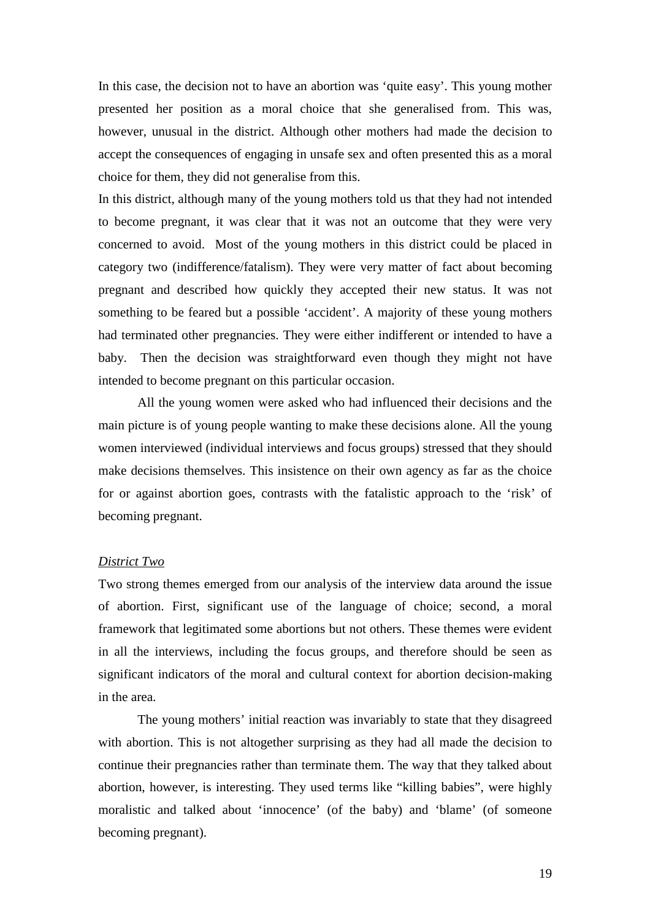In this case, the decision not to have an abortion was 'quite easy'. This young mother presented her position as a moral choice that she generalised from. This was, however, unusual in the district. Although other mothers had made the decision to accept the consequences of engaging in unsafe sex and often presented this as a moral choice for them, they did not generalise from this.

In this district, although many of the young mothers told us that they had not intended to become pregnant, it was clear that it was not an outcome that they were very concerned to avoid. Most of the young mothers in this district could be placed in category two (indifference/fatalism). They were very matter of fact about becoming pregnant and described how quickly they accepted their new status. It was not something to be feared but a possible 'accident'. A majority of these young mothers had terminated other pregnancies. They were either indifferent or intended to have a baby. Then the decision was straightforward even though they might not have intended to become pregnant on this particular occasion.

All the young women were asked who had influenced their decisions and the main picture is of young people wanting to make these decisions alone. All the young women interviewed (individual interviews and focus groups) stressed that they should make decisions themselves. This insistence on their own agency as far as the choice for or against abortion goes, contrasts with the fatalistic approach to the 'risk' of becoming pregnant.

*District Two*

Two strong themes emerged from our analysis of the interview data around the issue of abortion. First, significant use of the language of choice; second, a moral framework that legitimated some abortions but not others. These themes were evident in all the interviews, including the focus groups, and therefore should be seen as significant indicators of the moral and cultural context for abortion decision-making in the area.

The young mothers' initial reaction was invariably to state that they disagreed with abortion. This is not altogether surprising as they had all made the decision to continue their pregnancies rather than terminate them. The way that they talked about abortion, however, is interesting. They used terms like "killing babies", were highly moralistic and talked about 'innocence' (of the baby) and 'blame' (of someone becoming pregnant).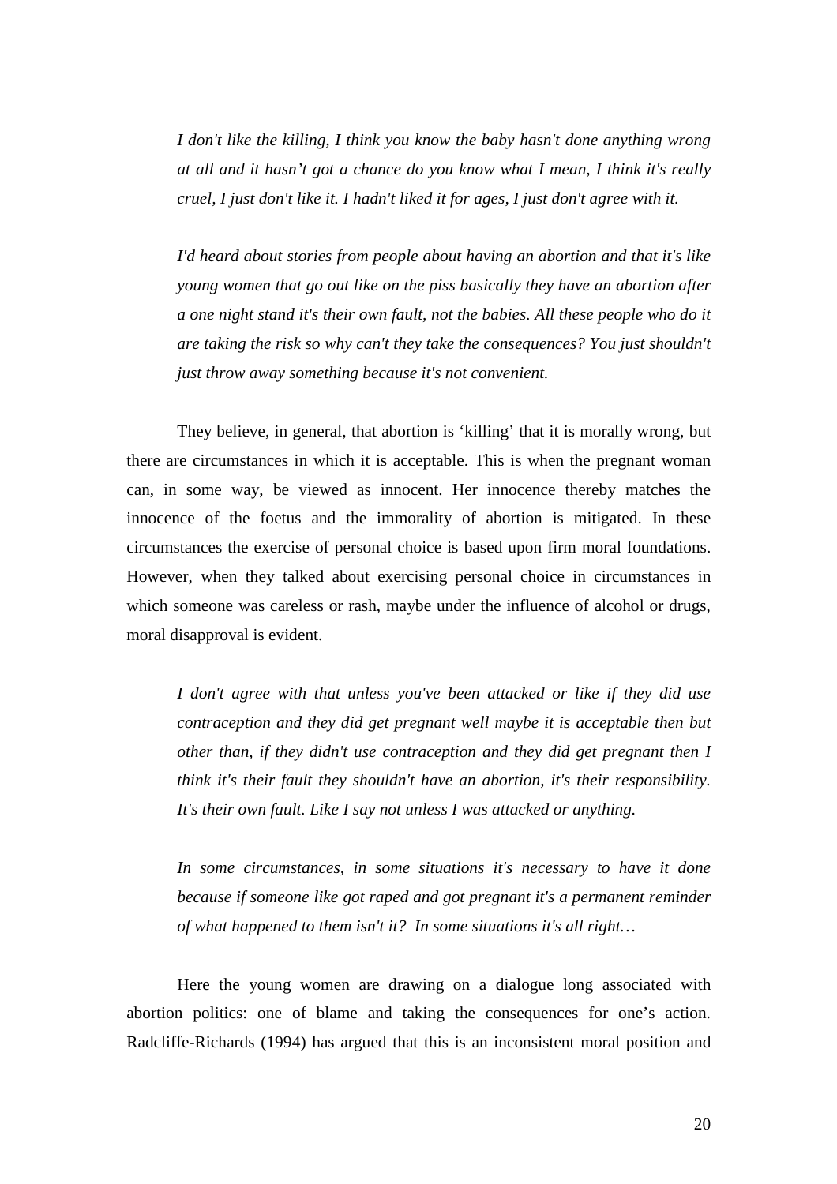> *I don't like the killing, I think you know the baby hasn't done anything wrong at all and it hasn't got a chance do you know what I mean, I think it's really cruel, I just don't like it. I hadn't liked it for ages, I just don't agree with it.*

> *I'd heard about stories from people about having an abortion and that it's like young women that go out like on the piss basically they have an abortion after a one night stand it's their own fault, not the babies. All these people who do it are taking the risk so why can't they take the consequences? You just shouldn't just throw away something because it's not convenient.*

They believe, in general, that abortion is 'killing' that it is morally wrong, but there are circumstances in which it is acceptable. This is when the pregnant woman can, in some way, be viewed as innocent. Her innocence thereby matches the innocence of the foetus and the immorality of abortion is mitigated. In these circumstances the exercise of personal choice is based upon firm moral foundations. However, when they talked about exercising personal choice in circumstances in which someone was careless or rash, maybe under the influence of alcohol or drugs, moral disapproval is evident.

> *I don't agree with that unless you've been attacked or like if they did use contraception and they did get pregnant well maybe it is acceptable then but other than, if they didn't use contraception and they did get pregnant then I think it's their fault they shouldn't have an abortion, it's their responsibility. It's their own fault. Like I say not unless I was attacked or anything.*

> *In some circumstances, in some situations it's necessary to have it done because if someone like got raped and got pregnant it's a permanent reminder of what happened to them isn't it? In some situations it's all right…*

Here the young women are drawing on a dialogue long associated with abortion politics: one of blame and taking the consequences for one's action. Radcliffe-Richards (1994) has argued that this is an inconsistent moral position and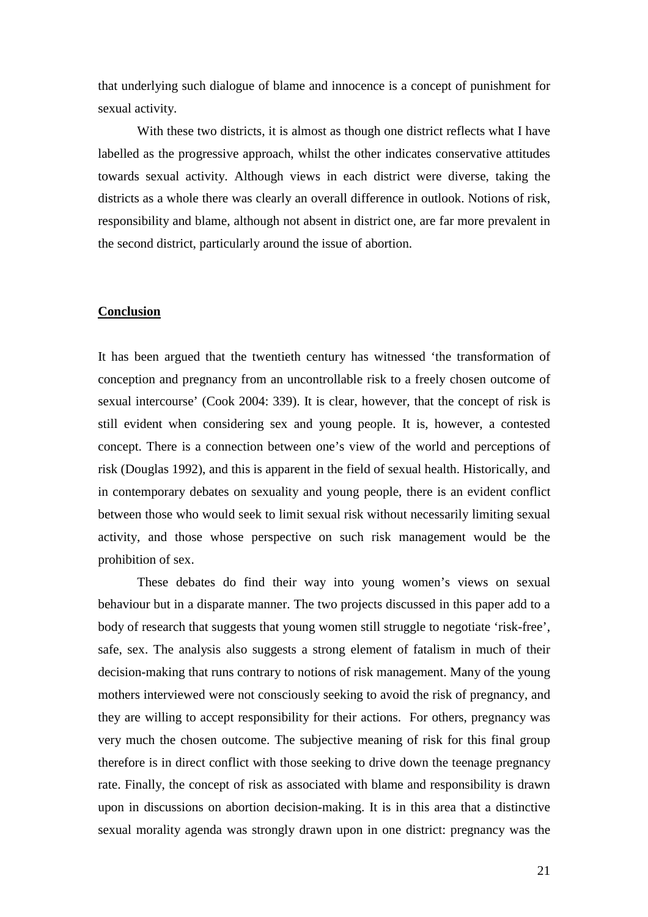that underlying such dialogue of blame and innocence is a concept of punishment for sexual activity.

With these two districts, it is almost as though one district reflects what I have labelled as the progressive approach, whilst the other indicates conservative attitudes towards sexual activity. Although views in each district were diverse, taking the districts as a whole there was clearly an overall difference in outlook. Notions of risk, responsibility and blame, although not absent in district one, are far more prevalent in the second district, particularly around the issue of abortion.

## Conclusion

It has been argued that the twentieth century has witnessed 'the transformation of conception and pregnancy from an uncontrollable risk to a freely chosen outcome of sexual intercourse' (Cook 2004: 339). It is clear, however, that the concept of risk is still evident when considering sex and young people. It is, however, a contested concept. There is a connection between one's view of the world and perceptions of risk (Douglas 1992), and this is apparent in the field of sexual health. Historically, and in contemporary debates on sexuality and young people, there is an evident conflict between those who would seek to limit sexual risk without necessarily limiting sexual activity, and those whose perspective on such risk management would be the prohibition of sex.

These debates do find their way into young women's views on sexual behaviour but in a disparate manner. The two projects discussed in this paper add to a body of research that suggests that young women still struggle to negotiate 'risk-free', safe, sex. The analysis also suggests a strong element of fatalism in much of their decision-making that runs contrary to notions of risk management. Many of the young mothers interviewed were not consciously seeking to avoid the risk of pregnancy, and they are willing to accept responsibility for their actions. For others, pregnancy was very much the chosen outcome. The subjective meaning of risk for this final group therefore is in direct conflict with those seeking to drive down the teenage pregnancy rate. Finally, the concept of risk as associated with blame and responsibility is drawn upon in discussions on abortion decision-making. It is in this area that a distinctive sexual morality agenda was strongly drawn upon in one district: pregnancy was the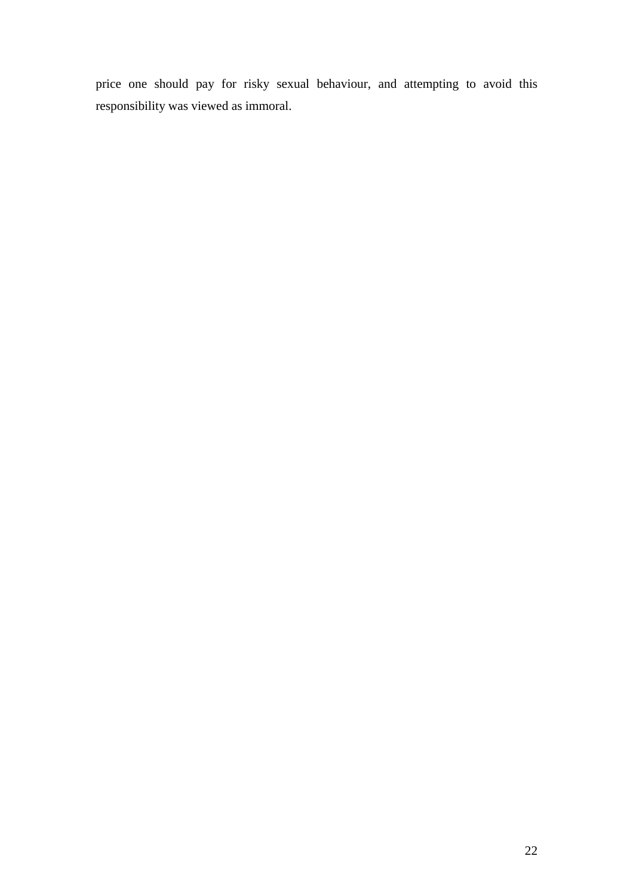price one should pay for risky sexual behaviour, and attempting to avoid this responsibility was viewed as immoral.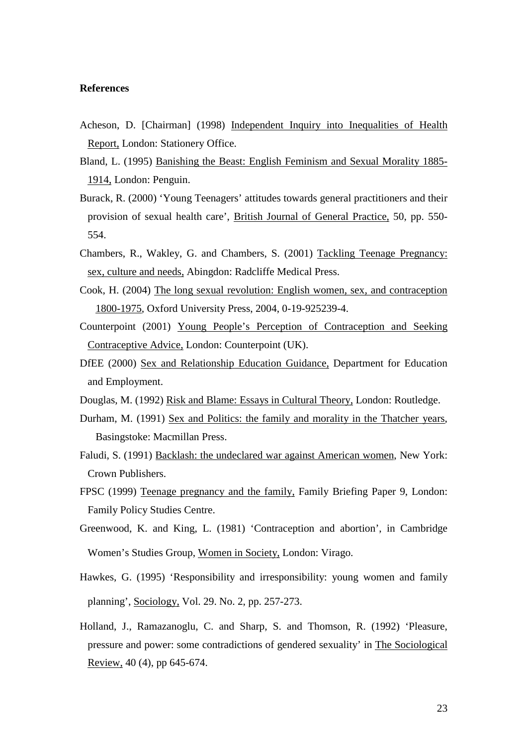**References**

Acheson, D. [Chairman] (1998) Independent Inquiry into Inequalities of Health Report, London: Stationery Office.

Bland, L. (1995) Banishing the Beast: English Feminism and Sexual Morality 1885-1914, London: Penguin.

Burack, R. (2000) 'Young Teenagers' attitudes towards general practitioners and their provision of sexual health care', British Journal of General Practice, 50, pp. 550-554.

Chambers, R., Wakley, G. and Chambers, S. (2001) Tackling Teenage Pregnancy: sex, culture and needs, Abingdon: Radcliffe Medical Press.

Cook, H. (2004) The long sexual revolution: English women, sex, and contraception 1800-1975, Oxford University Press, 2004, 0-19-925239-4.

Counterpoint (2001) Young People's Perception of Contraception and Seeking Contraceptive Advice, London: Counterpoint (UK).

DfEE (2000) Sex and Relationship Education Guidance, Department for Education and Employment.

Douglas, M. (1992) Risk and Blame: Essays in Cultural Theory, London: Routledge.

Durham, M. (1991) Sex and Politics: the family and morality in the Thatcher years, Basingstoke: Macmillan Press.

Faludi, S. (1991) Backlash: the undeclared war against American women, New York: Crown Publishers.

FPSC (1999) Teenage pregnancy and the family, Family Briefing Paper 9, London: Family Policy Studies Centre.

Greenwood, K. and King, L. (1981) 'Contraception and abortion', in Cambridge Women's Studies Group, Women in Society, London: Virago.

Hawkes, G. (1995) 'Responsibility and irresponsibility: young women and family planning', Sociology, Vol. 29. No. 2, pp. 257-273.

Holland, J., Ramazanoglu, C. and Sharp, S. and Thomson, R. (1992) 'Pleasure, pressure and power: some contradictions of gendered sexuality' in The Sociological Review, 40 (4), pp 645-674.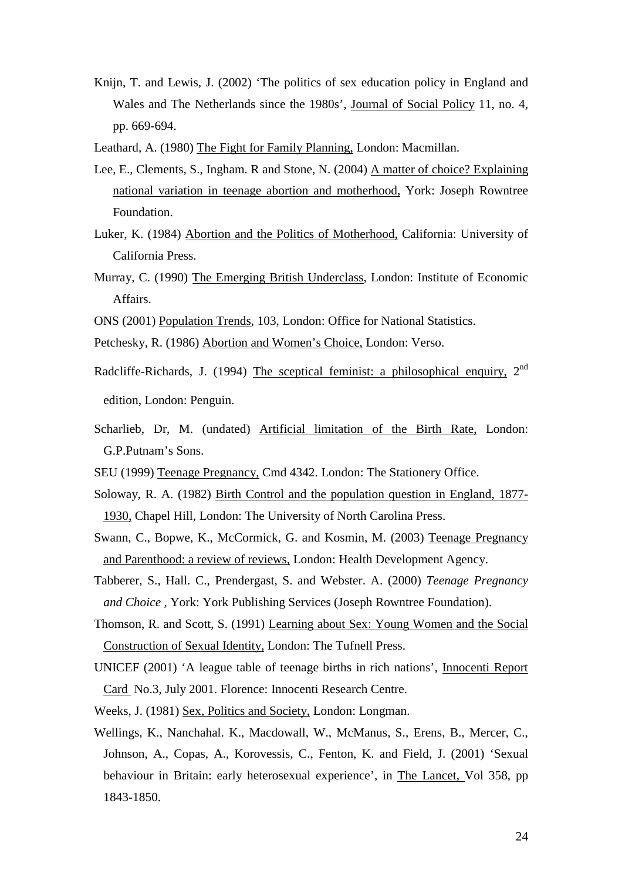Knijn, T. and Lewis, J. (2002) 'The politics of sex education policy in England and Wales and The Netherlands since the 1980s', Journal of Social Policy 11, no. 4, pp. 669-694.

Leathard, A. (1980) The Fight for Family Planning, London: Macmillan.

Lee, E., Clements, S., Ingham. R and Stone, N. (2004) A matter of choice? Explaining national variation in teenage abortion and motherhood, York: Joseph Rowntree Foundation.

Luker, K. (1984) Abortion and the Politics of Motherhood, California: University of California Press.

Murray, C. (1990) The Emerging British Underclass, London: Institute of Economic Affairs.

ONS (2001) Population Trends, 103, London: Office for National Statistics.

Petchesky, R. (1986) Abortion and Women's Choice, London: Verso.

Radcliffe-Richards, J. (1994) The sceptical feminist: a philosophical enquiry, 2nd edition, London: Penguin.

Scharlieb, Dr, M. (undated) Artificial limitation of the Birth Rate, London: G.P.Putnam's Sons.

SEU (1999) Teenage Pregnancy, Cmd 4342. London: The Stationery Office.

Soloway, R. A. (1982) Birth Control and the population question in England, 1877-1930, Chapel Hill, London: The University of North Carolina Press.

Swann, C., Bopwe, K., McCormick, G. and Kosmin, M. (2003) Teenage Pregnancy and Parenthood: a review of reviews, London: Health Development Agency.

Tabberer, S., Hall. C., Prendergast, S. and Webster. A. (2000) *Teenage Pregnancy and Choice* , York: York Publishing Services (Joseph Rowntree Foundation).

Thomson, R. and Scott, S. (1991) Learning about Sex: Young Women and the Social Construction of Sexual Identity, London: The Tufnell Press.

UNICEF (2001) 'A league table of teenage births in rich nations', Innocenti Report Card No.3, July 2001. Florence: Innocenti Research Centre.

Weeks, J. (1981) Sex, Politics and Society, London: Longman.

Wellings, K., Nanchahal. K., Macdowall, W., McManus, S., Erens, B., Mercer, C., Johnson, A., Copas, A., Korovessis, C., Fenton, K. and Field, J. (2001) 'Sexual behaviour in Britain: early heterosexual experience', in The Lancet, Vol 358, pp 1843-1850.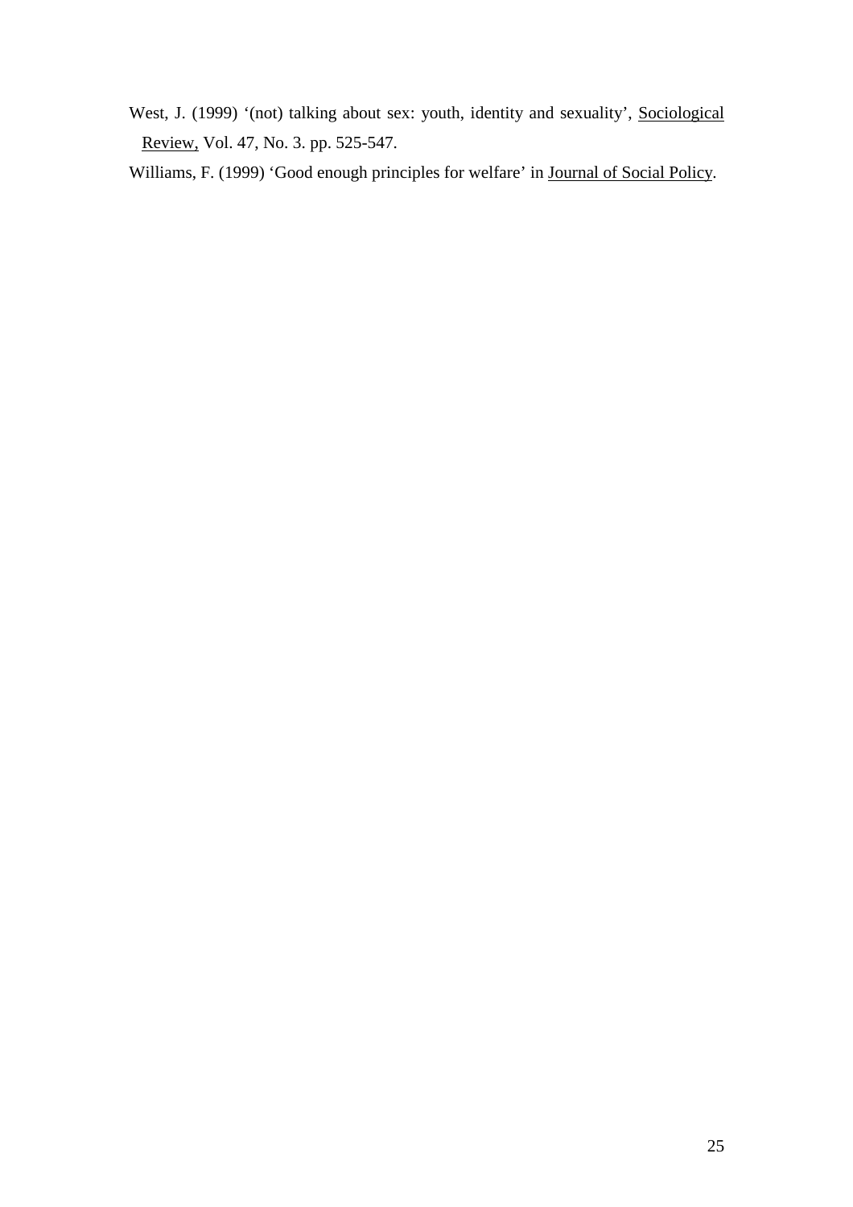West, J. (1999) '(not) talking about sex: youth, identity and sexuality', Sociological Review, Vol. 47, No. 3. pp. 525-547.

Williams, F. (1999) 'Good enough principles for welfare' in Journal of Social Policy.